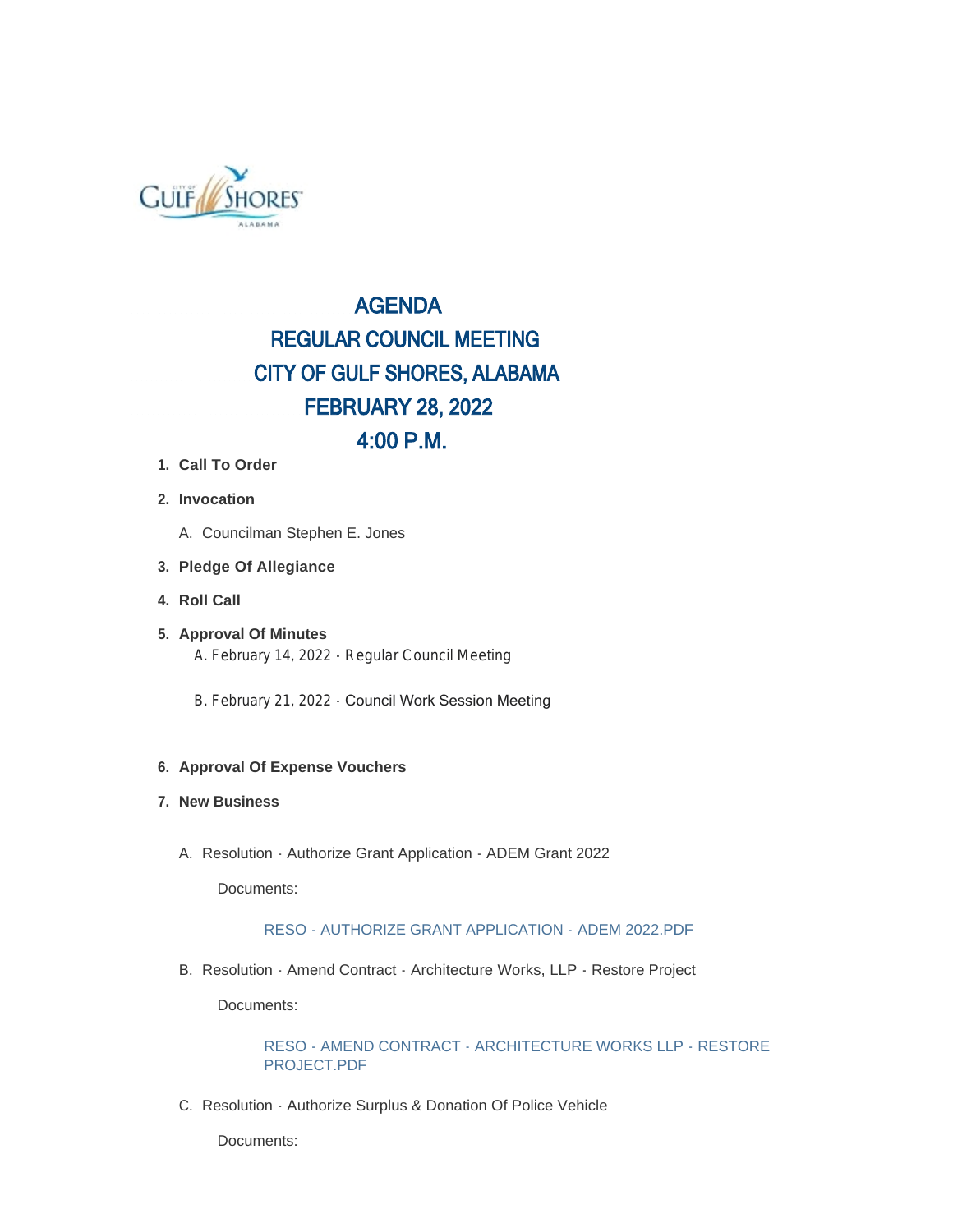# AGENDA
# REGULAR COUNCIL MEETING
# CITY OF GULF SHORES, ALABAMA
# FEBRUARY 28, 2022
# 4:00 P.M.

1. **Call To Order**
2. **Invocation**
   A. Councilman Stephen E. Jones
3. **Pledge Of Allegiance**
4. **Roll Call**
5. **Approval Of Minutes**
   A. February 14, 2022 - Regular Council Meeting

   B. February 21, 2022 - Council Work Session Meeting

6. **Approval Of Expense Vouchers**
7. **New Business**

   A. Resolution - Authorize Grant Application - ADEM Grant 2022

   Documents:

   RESO - AUTHORIZE GRANT APPLICATION - ADEM 2022.PDF

   B. Resolution - Amend Contract - Architecture Works, LLP - Restore Project

   Documents:

   RESO - AMEND CONTRACT - ARCHITECTURE WORKS LLP - RESTORE PROJECT.PDF

   C. Resolution - Authorize Surplus & Donation Of Police Vehicle

   Documents: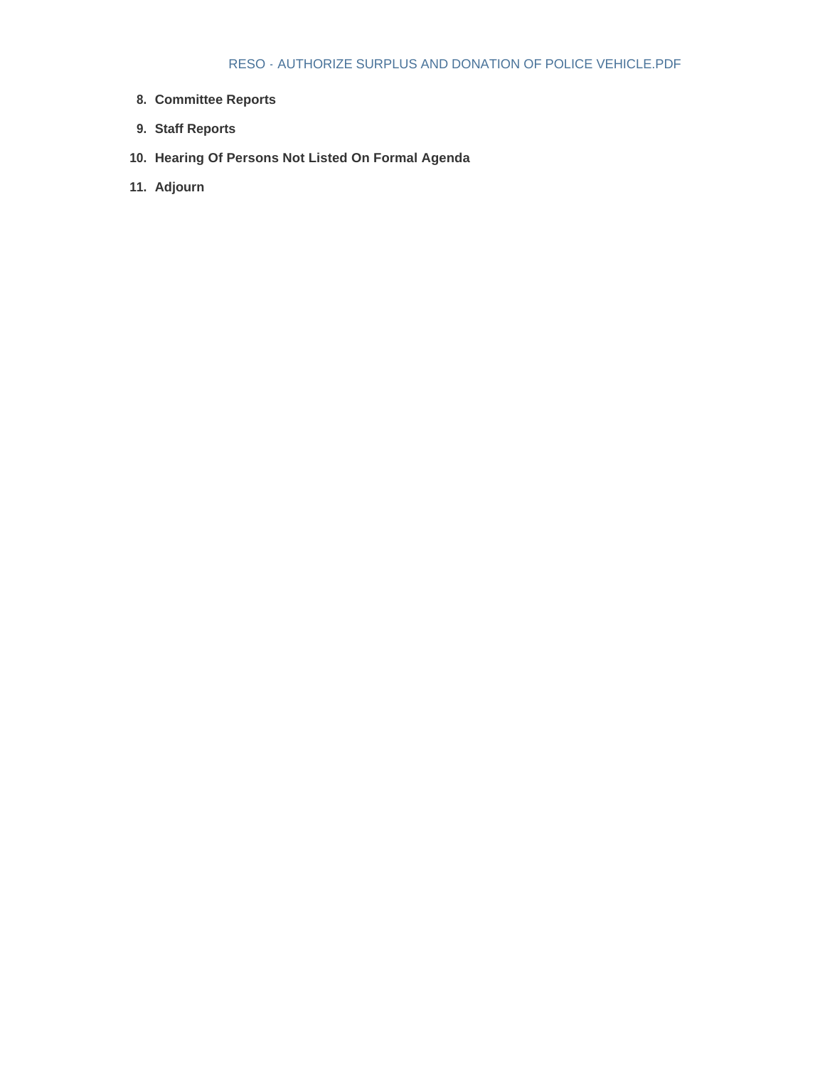RESO - AUTHORIZE SURPLUS AND DONATION OF POLICE VEHICLE.PDF

8. **Committee Reports**
9. **Staff Reports**
10. **Hearing Of Persons Not Listed On Formal Agenda**
11. **Adjourn**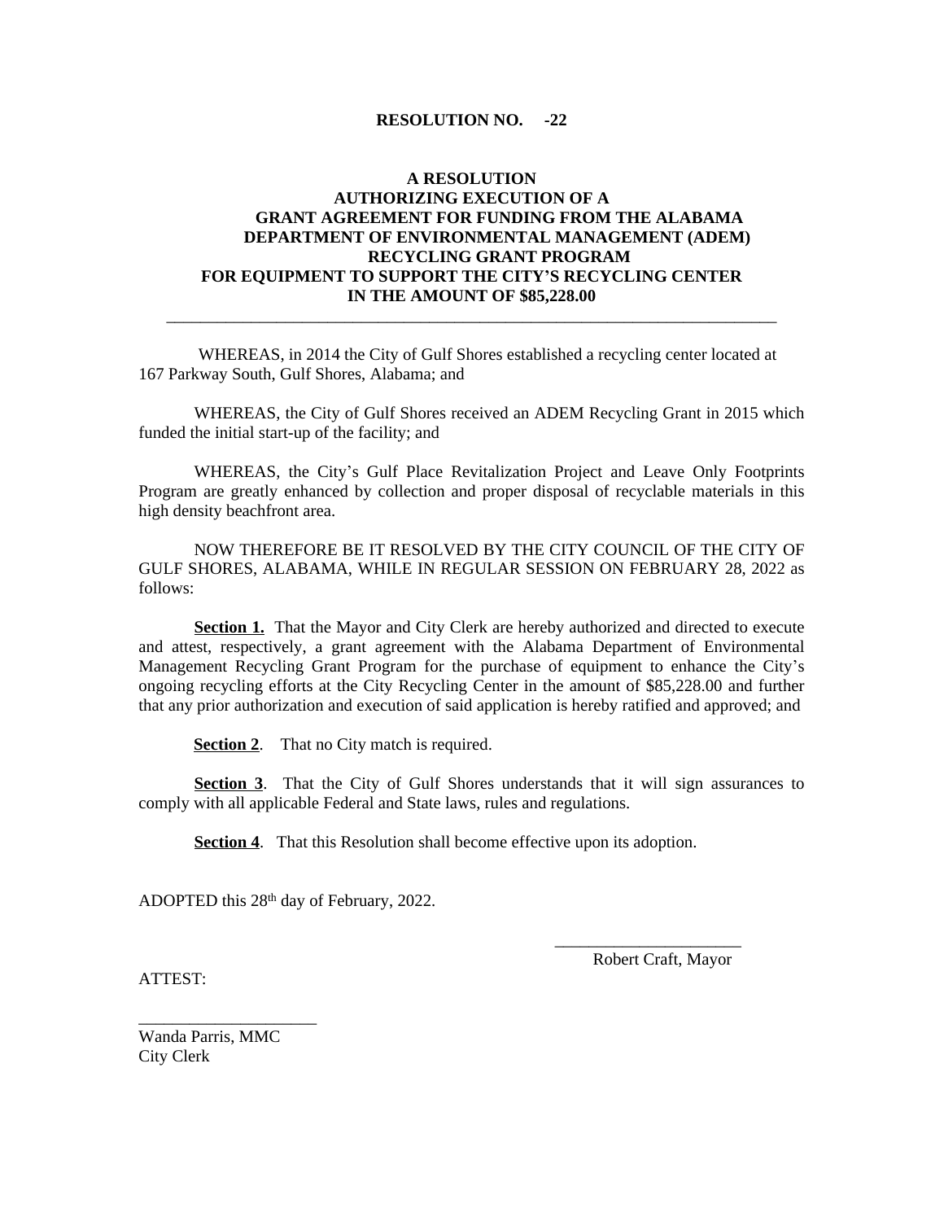**RESOLUTION NO. -22**

**A RESOLUTION**
**AUTHORIZING EXECUTION OF A**
**GRANT AGREEMENT FOR FUNDING FROM THE ALABAMA DEPARTMENT OF ENVIRONMENTAL MANAGEMENT (ADEM) RECYCLING GRANT PROGRAM**
**FOR EQUIPMENT TO SUPPORT THE CITY'S RECYCLING CENTER**
**IN THE AMOUNT OF $85,228.00**

---

WHEREAS, in 2014 the City of Gulf Shores established a recycling center located at 167 Parkway South, Gulf Shores, Alabama; and

WHEREAS, the City of Gulf Shores received an ADEM Recycling Grant in 2015 which funded the initial start-up of the facility; and

WHEREAS, the City's Gulf Place Revitalization Project and Leave Only Footprints Program are greatly enhanced by collection and proper disposal of recyclable materials in this high density beachfront area.

NOW THEREFORE BE IT RESOLVED BY THE CITY COUNCIL OF THE CITY OF GULF SHORES, ALABAMA, WHILE IN REGULAR SESSION ON FEBRUARY 28, 2022 as follows:

**Section 1.** That the Mayor and City Clerk are hereby authorized and directed to execute and attest, respectively, a grant agreement with the Alabama Department of Environmental Management Recycling Grant Program for the purchase of equipment to enhance the City's ongoing recycling efforts at the City Recycling Center in the amount of $85,228.00 and further that any prior authorization and execution of said application is hereby ratified and approved; and

**Section 2**. That no City match is required.

**Section 3**. That the City of Gulf Shores understands that it will sign assurances to comply with all applicable Federal and State laws, rules and regulations.

**Section 4**. That this Resolution shall become effective upon its adoption.

ADOPTED this 28th day of February, 2022.

______________________
Robert Craft, Mayor

ATTEST:

______________________
Wanda Parris, MMC
City Clerk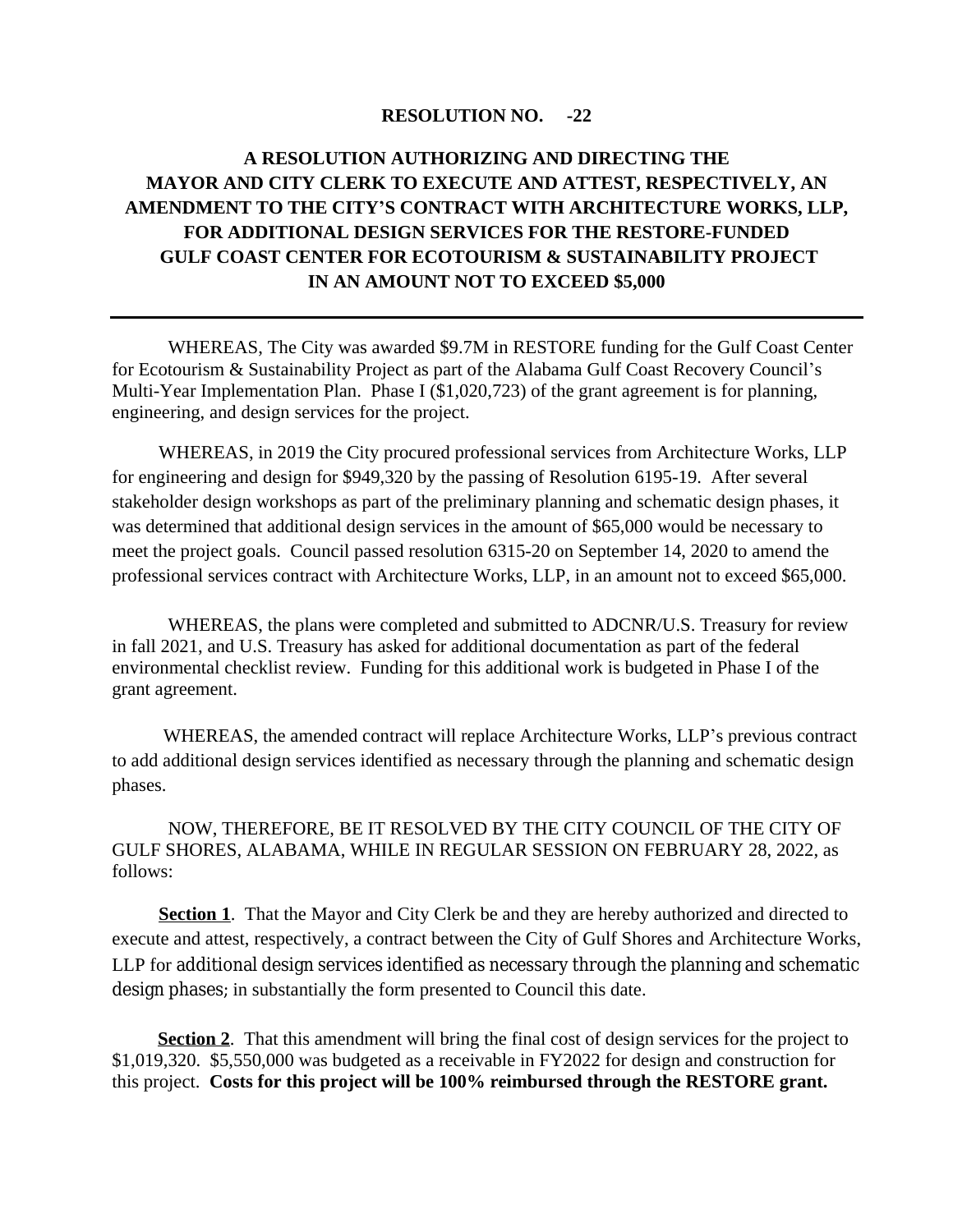**RESOLUTION NO. -22**

# A RESOLUTION AUTHORIZING AND DIRECTING THE MAYOR AND CITY CLERK TO EXECUTE AND ATTEST, RESPECTIVELY, AN AMENDMENT TO THE CITY'S CONTRACT WITH ARCHITECTURE WORKS, LLP, FOR ADDITIONAL DESIGN SERVICES FOR THE RESTORE-FUNDED GULF COAST CENTER FOR ECOTOURISM & SUSTAINABILITY PROJECT IN AN AMOUNT NOT TO EXCEED $5,000

---

WHEREAS, The City was awarded $9.7M in RESTORE funding for the Gulf Coast Center for Ecotourism & Sustainability Project as part of the Alabama Gulf Coast Recovery Council's Multi-Year Implementation Plan. Phase I ($1,020,723) of the grant agreement is for planning, engineering, and design services for the project.

WHEREAS, in 2019 the City procured professional services from Architecture Works, LLP for engineering and design for $949,320 by the passing of Resolution 6195-19. After several stakeholder design workshops as part of the preliminary planning and schematic design phases, it was determined that additional design services in the amount of $65,000 would be necessary to meet the project goals. Council passed resolution 6315-20 on September 14, 2020 to amend the professional services contract with Architecture Works, LLP, in an amount not to exceed $65,000.

WHEREAS, the plans were completed and submitted to ADCNR/U.S. Treasury for review in fall 2021, and U.S. Treasury has asked for additional documentation as part of the federal environmental checklist review. Funding for this additional work is budgeted in Phase I of the grant agreement.

WHEREAS, the amended contract will replace Architecture Works, LLP's previous contract to add additional design services identified as necessary through the planning and schematic design phases.

NOW, THEREFORE, BE IT RESOLVED BY THE CITY COUNCIL OF THE CITY OF GULF SHORES, ALABAMA, WHILE IN REGULAR SESSION ON FEBRUARY 28, 2022, as follows:

**Section 1**. That the Mayor and City Clerk be and they are hereby authorized and directed to execute and attest, respectively, a contract between the City of Gulf Shores and Architecture Works, LLP for additional design services identified as necessary through the planning and schematic design phases; in substantially the form presented to Council this date.

**Section 2**. That this amendment will bring the final cost of design services for the project to $1,019,320. $5,550,000 was budgeted as a receivable in FY2022 for design and construction for this project. **Costs for this project will be 100% reimbursed through the RESTORE grant.**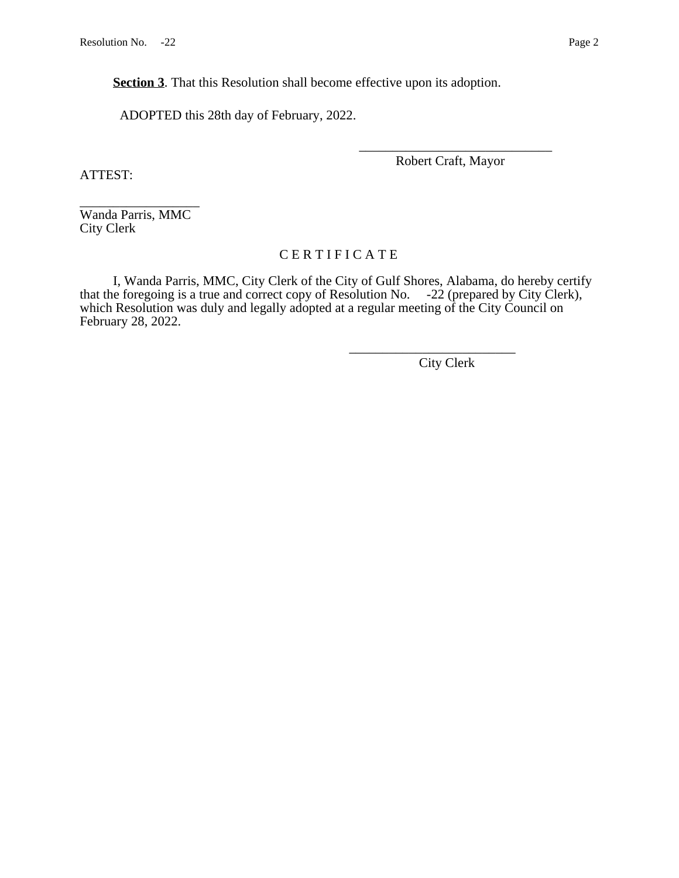**Section 3**. That this Resolution shall become effective upon its adoption.

ADOPTED this 28th day of February, 2022.

\_\_\_\_\_\_\_\_\_\_\_\_\_\_\_\_\_\_\_\_\_\_\_\_\_\_\_\_\_\_

Robert Craft, Mayor

ATTEST:

\_\_\_\_\_\_\_\_\_\_\_\_\_\_\_\_\_\_\_

Wanda Parris, MMC
City Clerk

C E R T I F I C A T E

I, Wanda Parris, MMC, City Clerk of the City of Gulf Shores, Alabama, do hereby certify that the foregoing is a true and correct copy of Resolution No. -22 (prepared by City Clerk), which Resolution was duly and legally adopted at a regular meeting of the City Council on February 28, 2022.

\_\_\_\_\_\_\_\_\_\_\_\_\_\_\_\_\_\_\_\_\_\_\_\_\_\_

City Clerk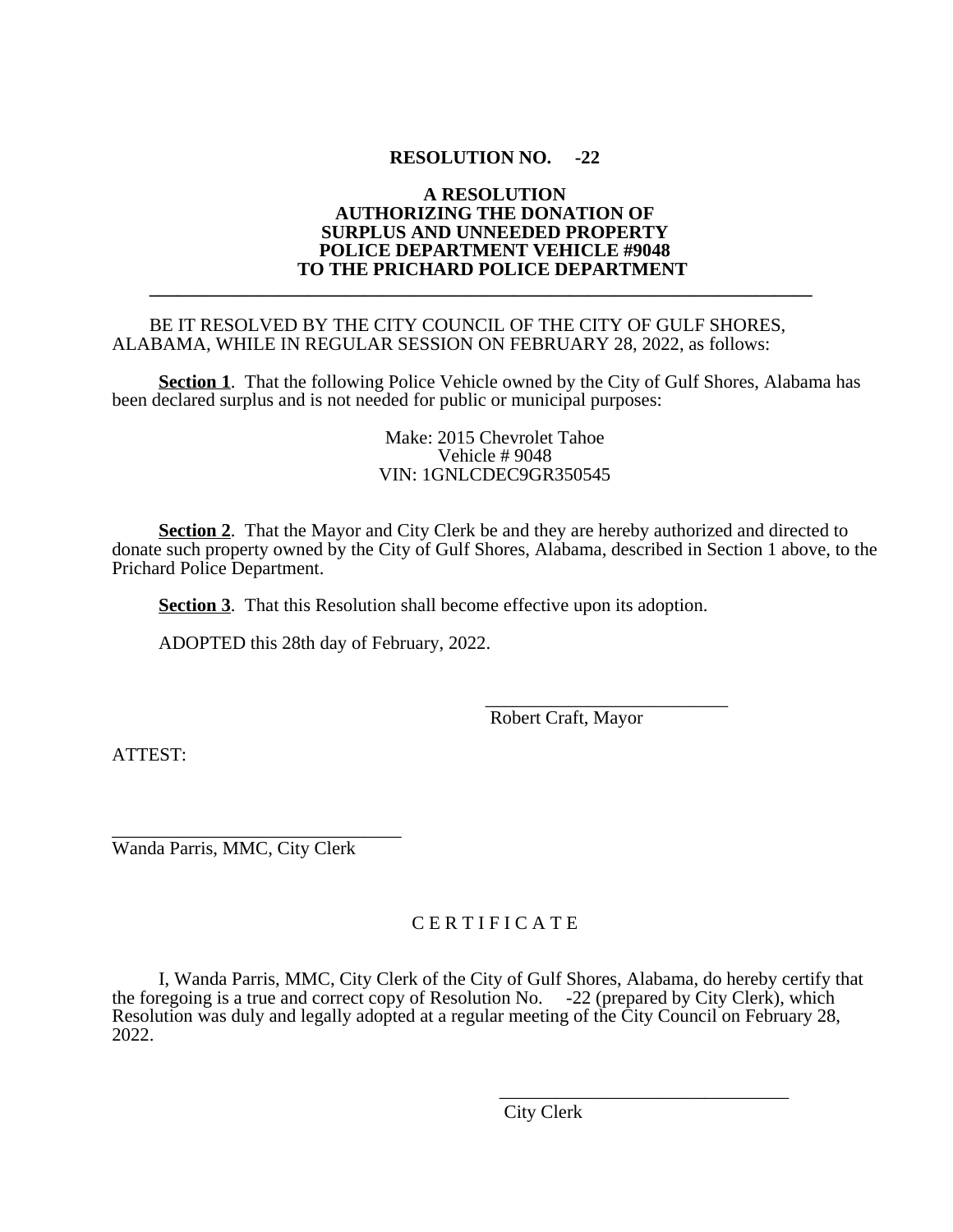**RESOLUTION NO. -22**

**A RESOLUTION**
**AUTHORIZING THE DONATION OF**
**SURPLUS AND UNNEEDED PROPERTY**
**POLICE DEPARTMENT VEHICLE #9048**
**TO THE PRICHARD POLICE DEPARTMENT**

---

BE IT RESOLVED BY THE CITY COUNCIL OF THE CITY OF GULF SHORES, ALABAMA, WHILE IN REGULAR SESSION ON FEBRUARY 28, 2022, as follows:

**Section 1**. That the following Police Vehicle owned by the City of Gulf Shores, Alabama has been declared surplus and is not needed for public or municipal purposes:

Make: 2015 Chevrolet Tahoe
Vehicle # 9048
VIN: 1GNLCDEC9GR350545

**Section 2**. That the Mayor and City Clerk be and they are hereby authorized and directed to donate such property owned by the City of Gulf Shores, Alabama, described in Section 1 above, to the Prichard Police Department.

**Section 3**. That this Resolution shall become effective upon its adoption.

ADOPTED this 28th day of February, 2022.

\_\_\_\_\_\_\_\_\_\_\_\_\_\_\_\_\_\_\_\_\_\_\_\_\_\_\_
Robert Craft, Mayor

ATTEST:

\_\_\_\_\_\_\_\_\_\_\_\_\_\_\_\_\_\_\_\_\_\_\_\_\_\_\_\_\_\_\_
Wanda Parris, MMC, City Clerk

C E R T I F I C A T E

I, Wanda Parris, MMC, City Clerk of the City of Gulf Shores, Alabama, do hereby certify that the foregoing is a true and correct copy of Resolution No. -22 (prepared by City Clerk), which Resolution was duly and legally adopted at a regular meeting of the City Council on February 28, 2022.

\_\_\_\_\_\_\_\_\_\_\_\_\_\_\_\_\_\_\_\_\_\_\_\_\_\_\_\_\_\_\_
City Clerk